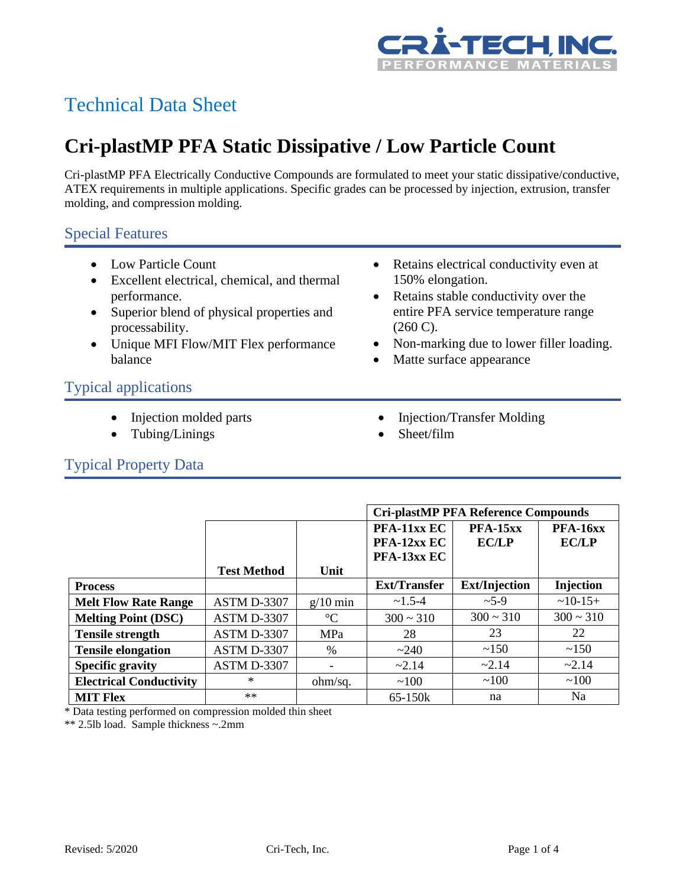# Technical Data Sheet

## Cri-plastMP PFA Static Dissipative / Low Particle Count

Cri-plastMP PFA Electrically Conductive Compounds are formulated to meet your static dissipative/conductive, ATEX requirements in multiple applications. Specific grades can be processed by injection, extrusion, transfer molding, and compression molding.

### Special Features

- Low Particle Count
- Excellent electrical, chemical, and thermal performance.
- Superior blend of physical properties and processability.
- Unique MFI Flow/MIT Flex performance balance
- Retains electrical conductivity even at 150% elongation.
- Retains stable conductivity over the entire PFA service temperature range (260 C).
- Non-marking due to lower filler loading.
- Matte surface appearance

### Typical applications

- Injection molded parts
- Tubing/Linings
- Injection/Transfer Molding
- Sheet/film

### Typical Property Data

| | | | Cri-plastMP PFA Reference Compounds | | |
|---|---|---|---|---|---|
| | **Test Method** | **Unit** | **PFA-11xx EC PFA-12xx EC PFA-13xx EC** | **PFA-15xx EC/LP** | **PFA-16xx EC/LP** |
| **Process** | | | **Ext/Transfer** | **Ext/Injection** | **Injection** |
| **Melt Flow Rate Range** | ASTM D-3307 | g/10 min | ~1.5-4 | ~5-9 | ~10-15+ |
| **Melting Point (DSC)** | ASTM D-3307 | °C | 300 ~ 310 | 300 ~ 310 | 300 ~ 310 |
| **Tensile strength** | ASTM D-3307 | MPa | 28 | 23 | 22 |
| **Tensile elongation** | ASTM D-3307 | % | ~240 | ~150 | ~150 |
| **Specific gravity** | ASTM D-3307 | - | ~2.14 | ~2.14 | ~2.14 |
| **Electrical Conductivity** | * | ohm/sq. | ~100 | ~100 | ~100 |
| **MIT Flex** | ** | | 65-150k | na | Na |

* Data testing performed on compression molded thin sheet

** 2.5lb load. Sample thickness ~.2mm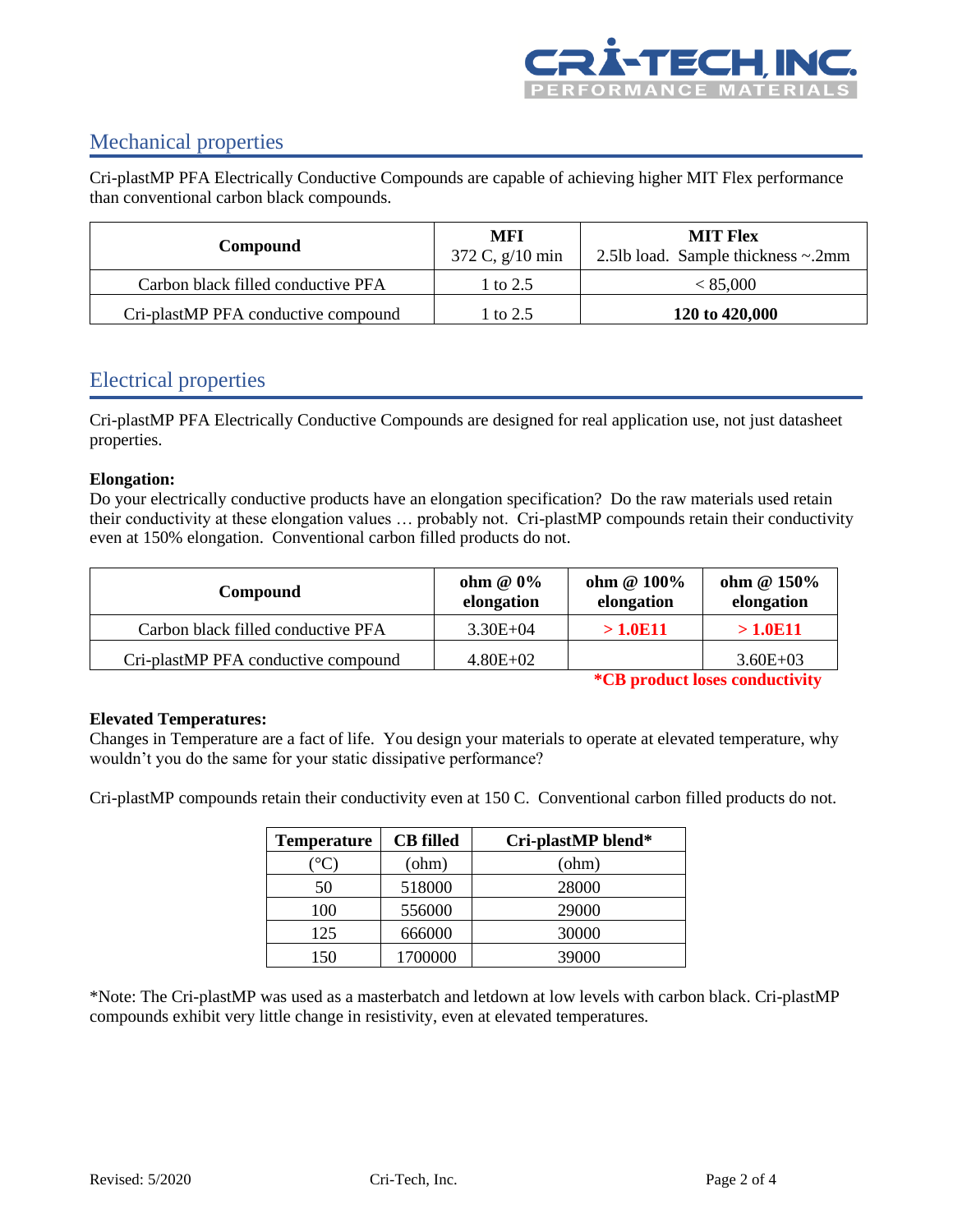## Mechanical properties

Cri-plastMP PFA Electrically Conductive Compounds are capable of achieving higher MIT Flex performance than conventional carbon black compounds.

| Compound | MFI 372 C, g/10 min | MIT Flex 2.5lb load. Sample thickness ~.2mm |
|---|---|---|
| Carbon black filled conductive PFA | 1 to 2.5 | < 85,000 |
| Cri-plastMP PFA conductive compound | 1 to 2.5 | **120 to 420,000** |

## Electrical properties

Cri-plastMP PFA Electrically Conductive Compounds are designed for real application use, not just datasheet properties.

**Elongation:**
Do your electrically conductive products have an elongation specification? Do the raw materials used retain their conductivity at these elongation values … probably not. Cri-plastMP compounds retain their conductivity even at 150% elongation. Conventional carbon filled products do not.

| Compound | ohm @ 0% elongation | ohm @ 100% elongation | ohm @ 150% elongation |
|---|---|---|---|
| Carbon black filled conductive PFA | 3.30E+04 | **> 1.0E11** | **> 1.0E11** |
| Cri-plastMP PFA conductive compound | 4.80E+02 | | 3.60E+03 |

**\*CB product loses conductivity**

**Elevated Temperatures:**
Changes in Temperature are a fact of life. You design your materials to operate at elevated temperature, why wouldn't you do the same for your static dissipative performance?

Cri-plastMP compounds retain their conductivity even at 150 C. Conventional carbon filled products do not.

| Temperature | CB filled | Cri-plastMP blend* |
|---|---|---|
| (°C) | (ohm) | (ohm) |
| 50 | 518000 | 28000 |
| 100 | 556000 | 29000 |
| 125 | 666000 | 30000 |
| 150 | 1700000 | 39000 |

*Note: The Cri-plastMP was used as a masterbatch and letdown at low levels with carbon black. Cri-plastMP compounds exhibit very little change in resistivity, even at elevated temperatures.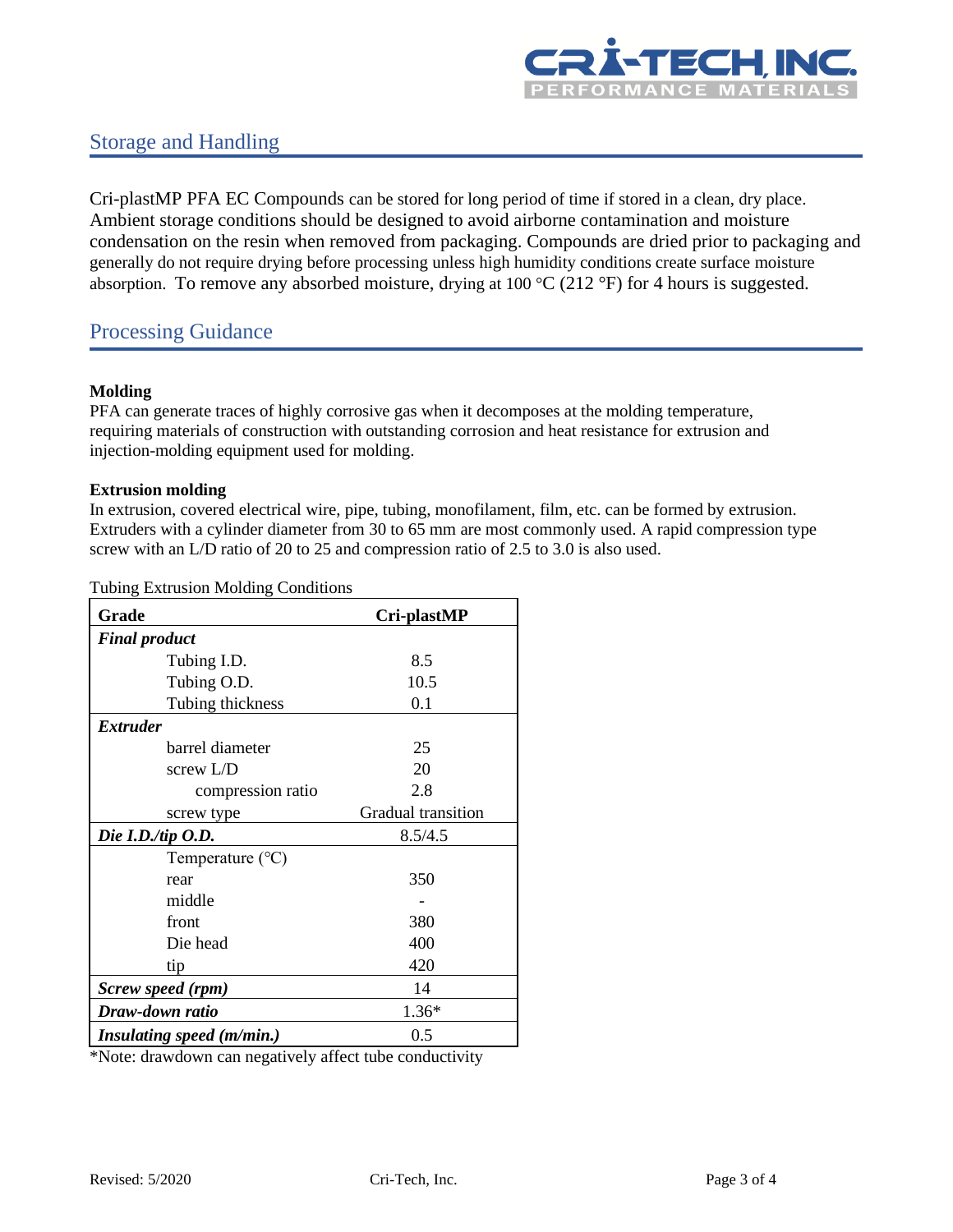## Storage and Handling

Cri-plastMP PFA EC Compounds can be stored for long period of time if stored in a clean, dry place. Ambient storage conditions should be designed to avoid airborne contamination and moisture condensation on the resin when removed from packaging. Compounds are dried prior to packaging and generally do not require drying before processing unless high humidity conditions create surface moisture absorption. To remove any absorbed moisture, drying at 100 °C (212 °F) for 4 hours is suggested.

## Processing Guidance

**Molding**
PFA can generate traces of highly corrosive gas when it decomposes at the molding temperature, requiring materials of construction with outstanding corrosion and heat resistance for extrusion and injection-molding equipment used for molding.

**Extrusion molding**
In extrusion, covered electrical wire, pipe, tubing, monofilament, film, etc. can be formed by extrusion. Extruders with a cylinder diameter from 30 to 65 mm are most commonly used. A rapid compression type screw with an L/D ratio of 20 to 25 and compression ratio of 2.5 to 3.0 is also used.

Tubing Extrusion Molding Conditions

| Grade | Cri-plastMP |
|---|---|
| ***Final product*** | |
| Tubing I.D. | 8.5 |
| Tubing O.D. | 10.5 |
| Tubing thickness | 0.1 |
| ***Extruder*** | |
| barrel diameter | 25 |
| screw L/D | 20 |
| compression ratio | 2.8 |
| screw type | Gradual transition |
| ***Die I.D./tip O.D.*** | 8.5/4.5 |
| Temperature (°C) | |
| rear | 350 |
| middle | - |
| front | 380 |
| Die head | 400 |
| tip | 420 |
| ***Screw speed (rpm)*** | 14 |
| ***Draw-down ratio*** | 1.36* |
| ***Insulating speed (m/min.)*** | 0.5 |

*Note: drawdown can negatively affect tube conductivity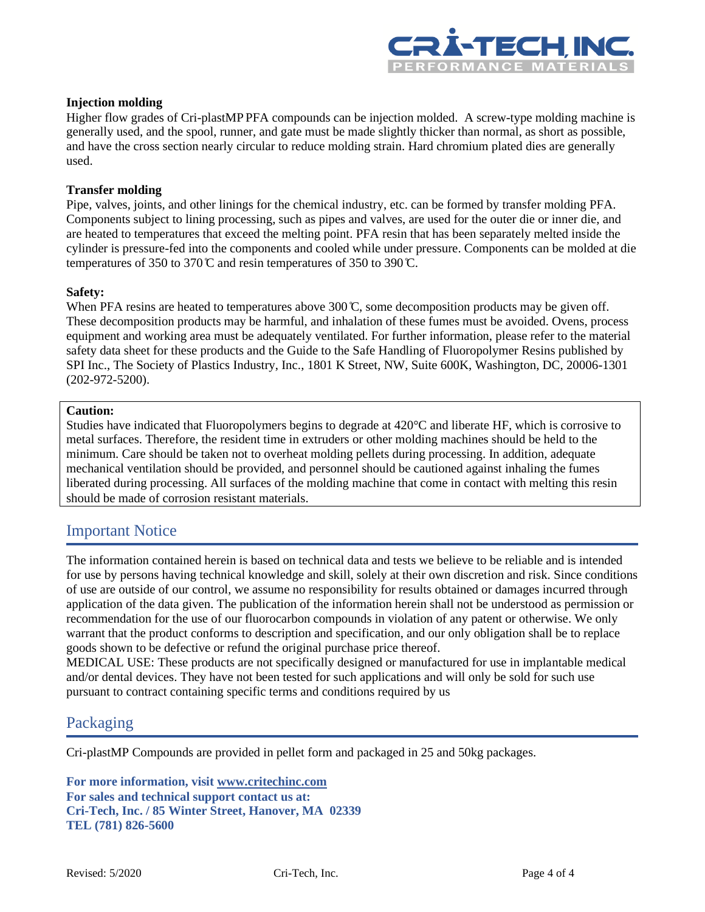**Injection molding**

Higher flow grades of Cri-plastMP PFA compounds can be injection molded. A screw-type molding machine is generally used, and the spool, runner, and gate must be made slightly thicker than normal, as short as possible, and have the cross section nearly circular to reduce molding strain. Hard chromium plated dies are generally used.

**Transfer molding**

Pipe, valves, joints, and other linings for the chemical industry, etc. can be formed by transfer molding PFA. Components subject to lining processing, such as pipes and valves, are used for the outer die or inner die, and are heated to temperatures that exceed the melting point. PFA resin that has been separately melted inside the cylinder is pressure-fed into the components and cooled while under pressure. Components can be molded at die temperatures of 350 to 370℃ and resin temperatures of 350 to 390℃.

**Safety:**

When PFA resins are heated to temperatures above 300℃, some decomposition products may be given off. These decomposition products may be harmful, and inhalation of these fumes must be avoided. Ovens, process equipment and working area must be adequately ventilated. For further information, please refer to the material safety data sheet for these products and the Guide to the Safe Handling of Fluoropolymer Resins published by SPI Inc., The Society of Plastics Industry, Inc., 1801 K Street, NW, Suite 600K, Washington, DC, 20006-1301 (202-972-5200).

**Caution:**

Studies have indicated that Fluoropolymers begins to degrade at 420°C and liberate HF, which is corrosive to metal surfaces. Therefore, the resident time in extruders or other molding machines should be held to the minimum. Care should be taken not to overheat molding pellets during processing. In addition, adequate mechanical ventilation should be provided, and personnel should be cautioned against inhaling the fumes liberated during processing. All surfaces of the molding machine that come in contact with melting this resin should be made of corrosion resistant materials.

## Important Notice

The information contained herein is based on technical data and tests we believe to be reliable and is intended for use by persons having technical knowledge and skill, solely at their own discretion and risk. Since conditions of use are outside of our control, we assume no responsibility for results obtained or damages incurred through application of the data given. The publication of the information herein shall not be understood as permission or recommendation for the use of our fluorocarbon compounds in violation of any patent or otherwise. We only warrant that the product conforms to description and specification, and our only obligation shall be to replace goods shown to be defective or refund the original purchase price thereof.

MEDICAL USE: These products are not specifically designed or manufactured for use in implantable medical and/or dental devices. They have not been tested for such applications and will only be sold for such use pursuant to contract containing specific terms and conditions required by us

## Packaging

Cri-plastMP Compounds are provided in pellet form and packaged in 25 and 50kg packages.

**For more information, visit www.critechinc.com**
**For sales and technical support contact us at:**
**Cri-Tech, Inc. / 85 Winter Street, Hanover, MA 02339**
**TEL (781) 826-5600**